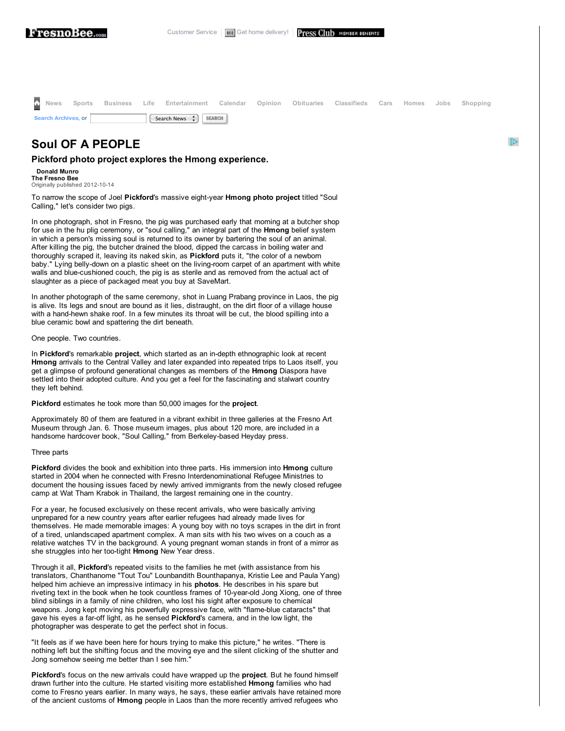# Soul OF A PEOPLE

## Pickford photo project explores the Hmong experience.

**Donald Munro**
**The Fresno Bee**
Originally published 2012-10-14

To narrow the scope of Joel **Pickford**'s massive eight-year **Hmong photo project** titled "Soul Calling," let's consider two pigs.

In one photograph, shot in Fresno, the pig was purchased early that morning at a butcher shop for use in the hu plig ceremony, or "soul calling," an integral part of the **Hmong** belief system in which a person's missing soul is returned to its owner by bartering the soul of an animal. After killing the pig, the butcher drained the blood, dipped the carcass in boiling water and thoroughly scraped it, leaving its naked skin, as **Pickford** puts it, "the color of a newborn baby." Lying belly-down on a plastic sheet on the living-room carpet of an apartment with white walls and blue-cushioned couch, the pig is as sterile and as removed from the actual act of slaughter as a piece of packaged meat you buy at SaveMart.

In another photograph of the same ceremony, shot in Luang Prabang province in Laos, the pig is alive. Its legs and snout are bound as it lies, distraught, on the dirt floor of a village house with a hand-hewn shake roof. In a few minutes its throat will be cut, the blood spilling into a blue ceramic bowl and spattering the dirt beneath.

One people. Two countries.

In **Pickford**'s remarkable **project**, which started as an in-depth ethnographic look at recent **Hmong** arrivals to the Central Valley and later expanded into repeated trips to Laos itself, you get a glimpse of profound generational changes as members of the **Hmong** Diaspora have settled into their adopted culture. And you get a feel for the fascinating and stalwart country they left behind.

**Pickford** estimates he took more than 50,000 images for the **project**.

Approximately 80 of them are featured in a vibrant exhibit in three galleries at the Fresno Art Museum through Jan. 6. Those museum images, plus about 120 more, are included in a handsome hardcover book, "Soul Calling," from Berkeley-based Heyday press.

Three parts

**Pickford** divides the book and exhibition into three parts. His immersion into **Hmong** culture started in 2004 when he connected with Fresno Interdenominational Refugee Ministries to document the housing issues faced by newly arrived immigrants from the newly closed refugee camp at Wat Tham Krabok in Thailand, the largest remaining one in the country.

For a year, he focused exclusively on these recent arrivals, who were basically arriving unprepared for a new country years after earlier refugees had already made lives for themselves. He made memorable images: A young boy with no toys scrapes in the dirt in front of a tired, unlandscaped apartment complex. A man sits with his two wives on a couch as a relative watches TV in the background. A young pregnant woman stands in front of a mirror as she struggles into her too-tight **Hmong** New Year dress.

Through it all, **Pickford**'s repeated visits to the families he met (with assistance from his translators, Chanthanome "Tout Tou" Lounbandith Bounthapanya, Kristie Lee and Paula Yang) helped him achieve an impressive intimacy in his **photos**. He describes in his spare but riveting text in the book when he took countless frames of 10-year-old Jong Xiong, one of three blind siblings in a family of nine children, who lost his sight after exposure to chemical weapons. Jong kept moving his powerfully expressive face, with "flame-blue cataracts" that gave his eyes a far-off light, as he sensed **Pickford**'s camera, and in the low light, the photographer was desperate to get the perfect shot in focus.

"It feels as if we have been here for hours trying to make this picture," he writes. "There is nothing left but the shifting focus and the moving eye and the silent clicking of the shutter and Jong somehow seeing me better than I see him."

**Pickford**'s focus on the new arrivals could have wrapped up the **project**. But he found himself drawn further into the culture. He started visiting more established **Hmong** families who had come to Fresno years earlier. In many ways, he says, these earlier arrivals have retained more of the ancient customs of **Hmong** people in Laos than the more recently arrived refugees who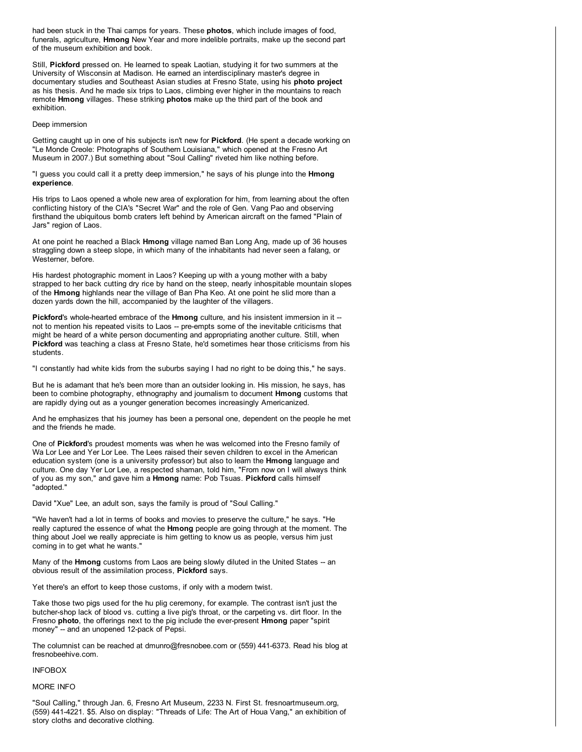had been stuck in the Thai camps for years. These **photos**, which include images of food, funerals, agriculture, **Hmong** New Year and more indelible portraits, make up the second part of the museum exhibition and book.

Still, **Pickford** pressed on. He learned to speak Laotian, studying it for two summers at the University of Wisconsin at Madison. He earned an interdisciplinary master's degree in documentary studies and Southeast Asian studies at Fresno State, using his **photo project** as his thesis. And he made six trips to Laos, climbing ever higher in the mountains to reach remote **Hmong** villages. These striking **photos** make up the third part of the book and exhibition.

Deep immersion

Getting caught up in one of his subjects isn't new for **Pickford**. (He spent a decade working on "Le Monde Creole: Photographs of Southern Louisiana," which opened at the Fresno Art Museum in 2007.) But something about "Soul Calling" riveted him like nothing before.

"I guess you could call it a pretty deep immersion," he says of his plunge into the **Hmong experience**.

His trips to Laos opened a whole new area of exploration for him, from learning about the often conflicting history of the CIA's "Secret War" and the role of Gen. Vang Pao and observing firsthand the ubiquitous bomb craters left behind by American aircraft on the famed "Plain of Jars" region of Laos.

At one point he reached a Black **Hmong** village named Ban Long Ang, made up of 36 houses straggling down a steep slope, in which many of the inhabitants had never seen a falang, or Westerner, before.

His hardest photographic moment in Laos? Keeping up with a young mother with a baby strapped to her back cutting dry rice by hand on the steep, nearly inhospitable mountain slopes of the **Hmong** highlands near the village of Ban Pha Keo. At one point he slid more than a dozen yards down the hill, accompanied by the laughter of the villagers.

**Pickford**'s whole-hearted embrace of the **Hmong** culture, and his insistent immersion in it -- not to mention his repeated visits to Laos -- pre-empts some of the inevitable criticisms that might be heard of a white person documenting and appropriating another culture. Still, when **Pickford** was teaching a class at Fresno State, he'd sometimes hear those criticisms from his students.

"I constantly had white kids from the suburbs saying I had no right to be doing this," he says.

But he is adamant that he's been more than an outsider looking in. His mission, he says, has been to combine photography, ethnography and journalism to document **Hmong** customs that are rapidly dying out as a younger generation becomes increasingly Americanized.

And he emphasizes that his journey has been a personal one, dependent on the people he met and the friends he made.

One of **Pickford**'s proudest moments was when he was welcomed into the Fresno family of Wa Lor Lee and Yer Lor Lee. The Lees raised their seven children to excel in the American education system (one is a university professor) but also to learn the **Hmong** language and culture. One day Yer Lor Lee, a respected shaman, told him, "From now on I will always think of you as my son," and gave him a **Hmong** name: Pob Tsuas. **Pickford** calls himself "adopted."

David "Xue" Lee, an adult son, says the family is proud of "Soul Calling."

"We haven't had a lot in terms of books and movies to preserve the culture," he says. "He really captured the essence of what the **Hmong** people are going through at the moment. The thing about Joel we really appreciate is him getting to know us as people, versus him just coming in to get what he wants."

Many of the **Hmong** customs from Laos are being slowly diluted in the United States -- an obvious result of the assimilation process, **Pickford** says.

Yet there's an effort to keep those customs, if only with a modern twist.

Take those two pigs used for the hu plig ceremony, for example. The contrast isn't just the butcher-shop lack of blood vs. cutting a live pig's throat, or the carpeting vs. dirt floor. In the Fresno **photo**, the offerings next to the pig include the ever-present **Hmong** paper "spirit money" -- and an unopened 12-pack of Pepsi.

The columnist can be reached at dmunro@fresnobee.com or (559) 441-6373. Read his blog at fresnobeehive.com.

INFOBOX

MORE INFO

"Soul Calling," through Jan. 6, Fresno Art Museum, 2233 N. First St. fresnoartmuseum.org, (559) 441-4221. $5. Also on display: "Threads of Life: The Art of Houa Vang," an exhibition of story cloths and decorative clothing.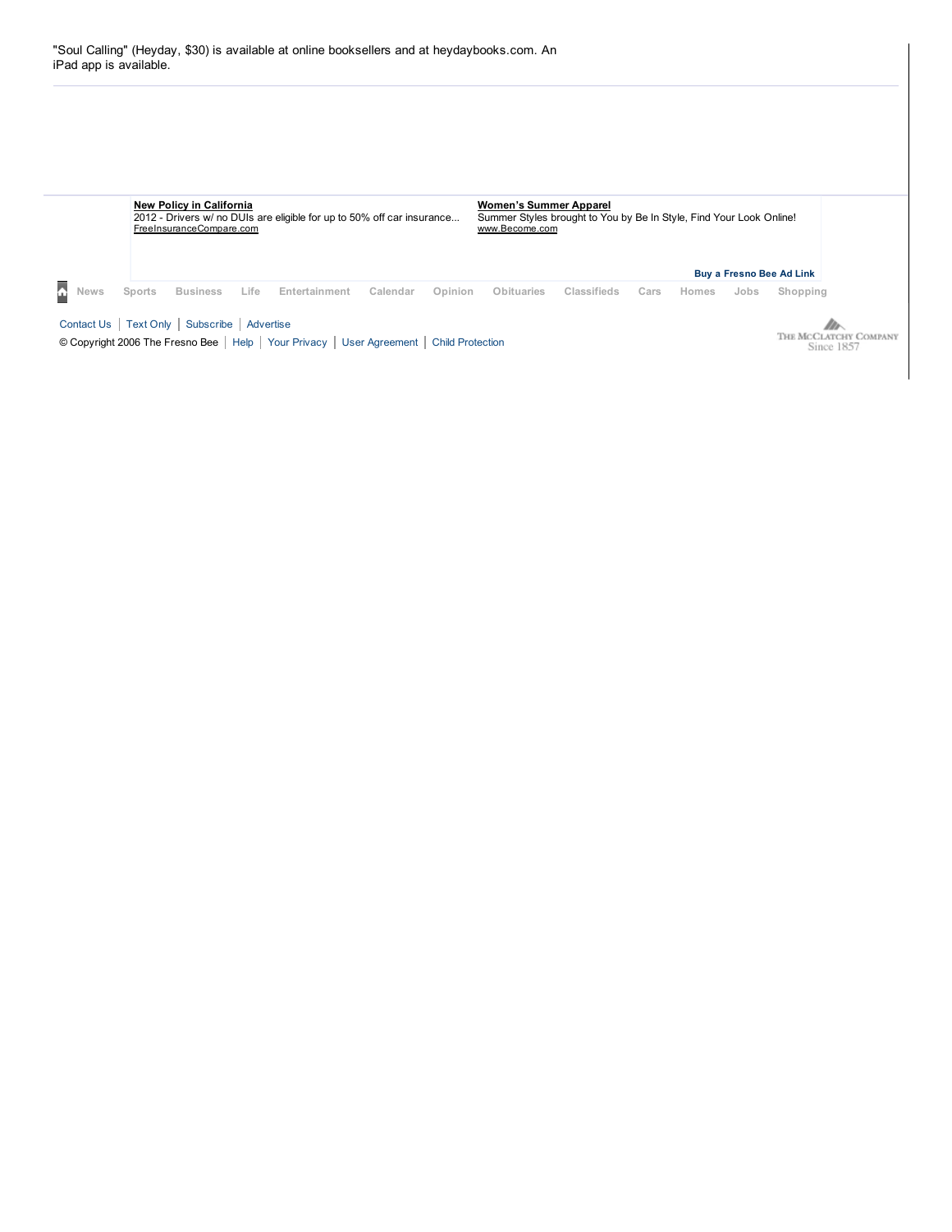"Soul Calling" (Heyday, $30) is available at online booksellers and at heydaybooks.com. An iPad app is available.

**New Policy in California**
2012 - Drivers w/ no DUIs are eligible for up to 50% off car insurance...
FreeInsuranceCompare.com

**Women's Summer Apparel**
Summer Styles brought to You by Be In Style, Find Your Look Online!
www.Become.com

**Buy a Fresno Bee Ad Link**

News | Sports | Business | Life | Entertainment | Calendar | Opinion | Obituaries | Classifieds | Cars | Homes | Jobs | Shopping

Contact Us | Text Only | Subscribe | Advertise

© Copyright 2006 The Fresno Bee | Help | Your Privacy | User Agreement | Child Protection

The McClatchy Company
Since 1857